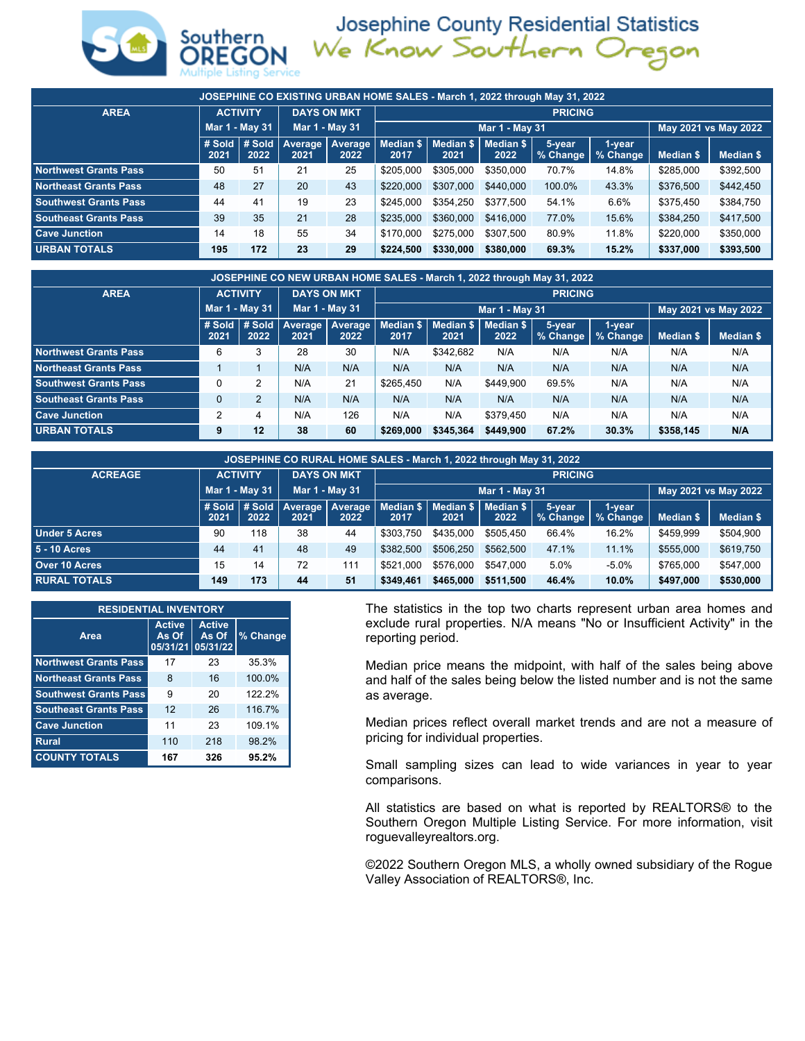# Josephine County Residential Statistics

Southern OREGON Multiple Listing Service

*We Know Southern Oregon*

| JOSEPHINE CO EXISTING URBAN HOME SALES - March 1, 2022 through May 31, 2022 | | | | | | | | | | | |
|---|---|---|---|---|---|---|---|---|---|---|---|
| AREA | ACTIVITY | | DAYS ON MKT | | PRICING | | | | | | |
| | Mar 1 - May 31 | | Mar 1 - May 31 | | Mar 1 - May 31 | | | | | May 2021 vs May 2022 | |
| | # Sold 2021 | # Sold 2022 | Average 2021 | Average 2022 | Median $ 2017 | Median $ 2021 | Median $ 2022 | 5-year % Change | 1-year % Change | Median $ | Median $ |
| Northwest Grants Pass | 50 | 51 | 21 | 25 | $205,000 | $305,000 | $350,000 | 70.7% | 14.8% | $285,000 | $392,500 |
| Northeast Grants Pass | 48 | 27 | 20 | 43 | $220,000 | $307,000 | $440,000 | 100.0% | 43.3% | $376,500 | $442,450 |
| Southwest Grants Pass | 44 | 41 | 19 | 23 | $245,000 | $354,250 | $377,500 | 54.1% | 6.6% | $375,450 | $384,750 |
| Southeast Grants Pass | 39 | 35 | 21 | 28 | $235,000 | $360,000 | $416,000 | 77.0% | 15.6% | $384,250 | $417,500 |
| Cave Junction | 14 | 18 | 55 | 34 | $170,000 | $275,000 | $307,500 | 80.9% | 11.8% | $220,000 | $350,000 |
| **URBAN TOTALS** | **195** | **172** | **23** | **29** | **$224,500** | **$330,000** | **$380,000** | **69.3%** | **15.2%** | **$337,000** | **$393,500** |

| JOSEPHINE CO NEW URBAN HOME SALES - March 1, 2022 through May 31, 2022 | | | | | | | | | | | |
|---|---|---|---|---|---|---|---|---|---|---|---|
| AREA | ACTIVITY | | DAYS ON MKT | | PRICING | | | | | | |
| | Mar 1 - May 31 | | Mar 1 - May 31 | | Mar 1 - May 31 | | | | | May 2021 vs May 2022 | |
| | # Sold 2021 | # Sold 2022 | Average 2021 | Average 2022 | Median $ 2017 | Median $ 2021 | Median $ 2022 | 5-year % Change | 1-year % Change | Median $ | Median $ |
| Northwest Grants Pass | 6 | 3 | 28 | 30 | N/A | $342,682 | N/A | N/A | N/A | N/A | N/A |
| Northeast Grants Pass | 1 | 1 | N/A | N/A | N/A | N/A | N/A | N/A | N/A | N/A | N/A |
| Southwest Grants Pass | 0 | 2 | N/A | 21 | $265,450 | N/A | $449,900 | 69.5% | N/A | N/A | N/A |
| Southeast Grants Pass | 0 | 2 | N/A | N/A | N/A | N/A | N/A | N/A | N/A | N/A | N/A |
| Cave Junction | 2 | 4 | N/A | 126 | N/A | N/A | $379,450 | N/A | N/A | N/A | N/A |
| **URBAN TOTALS** | **9** | **12** | **38** | **60** | **$269,000** | **$345,364** | **$449,900** | **67.2%** | **30.3%** | **$358,145** | **N/A** |

| JOSEPHINE CO RURAL HOME SALES - March 1, 2022 through May 31, 2022 | | | | | | | | | | | |
|---|---|---|---|---|---|---|---|---|---|---|---|
| ACREAGE | ACTIVITY | | DAYS ON MKT | | PRICING | | | | | | |
| | Mar 1 - May 31 | | Mar 1 - May 31 | | Mar 1 - May 31 | | | | | May 2021 vs May 2022 | |
| | # Sold 2021 | # Sold 2022 | Average 2021 | Average 2022 | Median $ 2017 | Median $ 2021 | Median $ 2022 | 5-year % Change | 1-year % Change | Median $ | Median $ |
| Under 5 Acres | 90 | 118 | 38 | 44 | $303,750 | $435,000 | $505,450 | 66.4% | 16.2% | $459,999 | $504,900 |
| 5 - 10 Acres | 44 | 41 | 48 | 49 | $382,500 | $506,250 | $562,500 | 47.1% | 11.1% | $555,000 | $619,750 |
| Over 10 Acres | 15 | 14 | 72 | 111 | $521,000 | $576,000 | $547,000 | 5.0% | -5.0% | $765,000 | $547,000 |
| **RURAL TOTALS** | **149** | **173** | **44** | **51** | **$349,461** | **$465,000** | **$511,500** | **46.4%** | **10.0%** | **$497,000** | **$530,000** |

| RESIDENTIAL INVENTORY | | | |
|---|---|---|---|
| Area | Active As Of 05/31/21 | Active As Of 05/31/22 | % Change |
| Northwest Grants Pass | 17 | 23 | 35.3% |
| Northeast Grants Pass | 8 | 16 | 100.0% |
| Southwest Grants Pass | 9 | 20 | 122.2% |
| Southeast Grants Pass | 12 | 26 | 116.7% |
| Cave Junction | 11 | 23 | 109.1% |
| Rural | 110 | 218 | 98.2% |
| **COUNTY TOTALS** | **167** | **326** | **95.2%** |

The statistics in the top two charts represent urban area homes and exclude rural properties. N/A means "No or Insufficient Activity" in the reporting period.

Median price means the midpoint, with half of the sales being above and half of the sales being below the listed number and is not the same as average.

Median prices reflect overall market trends and are not a measure of pricing for individual properties.

Small sampling sizes can lead to wide variances in year to year comparisons.

All statistics are based on what is reported by REALTORS® to the Southern Oregon Multiple Listing Service. For more information, visit roguevalleyrealtors.org.

©2022 Southern Oregon MLS, a wholly owned subsidiary of the Rogue Valley Association of REALTORS®, Inc.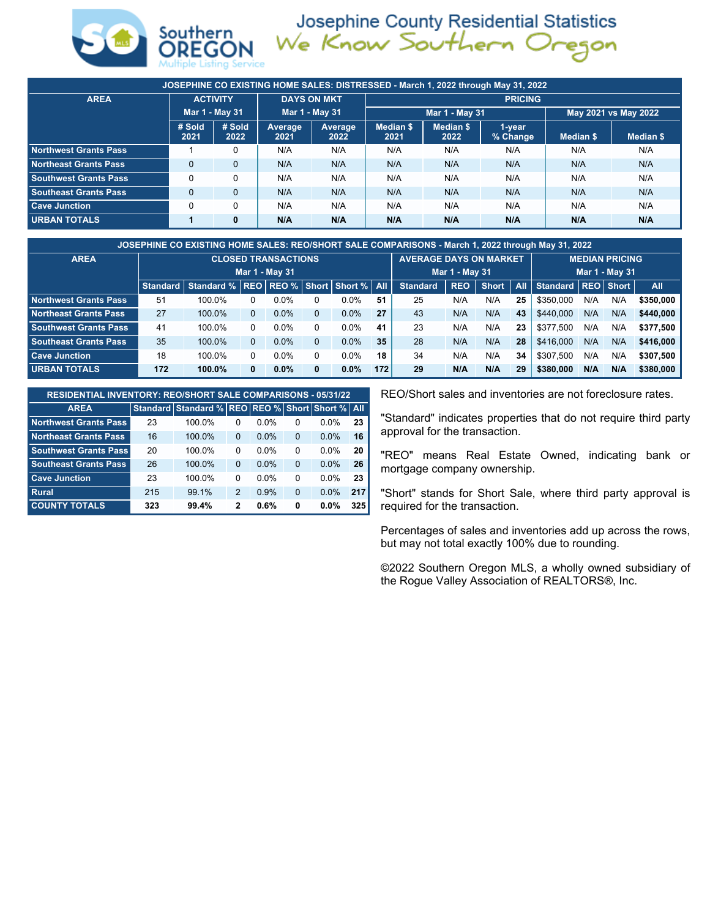# Josephine County Residential Statistics

We Know Southern Oregon

| JOSEPHINE CO EXISTING HOME SALES: DISTRESSED - March 1, 2022 through May 31, 2022 | | | | | | | | | |
|---|---|---|---|---|---|---|---|---|---|
| AREA | ACTIVITY | | DAYS ON MKT | | PRICING | | | | |
| | Mar 1 - May 31 | | Mar 1 - May 31 | | Mar 1 - May 31 | | | May 2021 vs May 2022 | |
| | # Sold 2021 | # Sold 2022 | Average 2021 | Average 2022 | Median $ 2021 | Median $ 2022 | 1-year % Change | Median $ | Median $ |
| Northwest Grants Pass | 1 | 0 | N/A | N/A | N/A | N/A | N/A | N/A | N/A |
| Northeast Grants Pass | 0 | 0 | N/A | N/A | N/A | N/A | N/A | N/A | N/A |
| Southwest Grants Pass | 0 | 0 | N/A | N/A | N/A | N/A | N/A | N/A | N/A |
| Southeast Grants Pass | 0 | 0 | N/A | N/A | N/A | N/A | N/A | N/A | N/A |
| Cave Junction | 0 | 0 | N/A | N/A | N/A | N/A | N/A | N/A | N/A |
| **URBAN TOTALS** | **1** | **0** | **N/A** | **N/A** | **N/A** | **N/A** | **N/A** | **N/A** | **N/A** |

| JOSEPHINE CO EXISTING HOME SALES: REO/SHORT SALE COMPARISONS - March 1, 2022 through May 31, 2022 | | | | | | | | | | | | | | | |
|---|---|---|---|---|---|---|---|---|---|---|---|---|---|---|---|
| AREA | CLOSED TRANSACTIONS | | | | | | | AVERAGE DAYS ON MARKET | | | | MEDIAN PRICING | | | |
| | Mar 1 - May 31 | | | | | | | Mar 1 - May 31 | | | | Mar 1 - May 31 | | | |
| | Standard | Standard % | REO | REO % | Short | Short % | All | Standard | REO | Short | All | Standard | REO | Short | All |
| Northwest Grants Pass | 51 | 100.0% | 0 | 0.0% | 0 | 0.0% | **51** | 25 | N/A | N/A | **25** | $350,000 | N/A | N/A | **$350,000** |
| Northeast Grants Pass | 27 | 100.0% | 0 | 0.0% | 0 | 0.0% | **27** | 43 | N/A | N/A | **43** | $440,000 | N/A | N/A | **$440,000** |
| Southwest Grants Pass | 41 | 100.0% | 0 | 0.0% | 0 | 0.0% | **41** | 23 | N/A | N/A | **23** | $377,500 | N/A | N/A | **$377,500** |
| Southeast Grants Pass | 35 | 100.0% | 0 | 0.0% | 0 | 0.0% | **35** | 28 | N/A | N/A | **28** | $416,000 | N/A | N/A | **$416,000** |
| Cave Junction | 18 | 100.0% | 0 | 0.0% | 0 | 0.0% | **18** | 34 | N/A | N/A | **34** | $307,500 | N/A | N/A | **$307,500** |
| **URBAN TOTALS** | **172** | **100.0%** | **0** | **0.0%** | **0** | **0.0%** | **172** | **29** | **N/A** | **N/A** | **29** | **$380,000** | **N/A** | **N/A** | **$380,000** |

| RESIDENTIAL INVENTORY: REO/SHORT SALE COMPARISONS - 05/31/22 | | | | | | | |
|---|---|---|---|---|---|---|---|
| AREA | Standard | Standard % | REO | REO % | Short | Short % | All |
| Northwest Grants Pass | 23 | 100.0% | 0 | 0.0% | 0 | 0.0% | **23** |
| Northeast Grants Pass | 16 | 100.0% | 0 | 0.0% | 0 | 0.0% | **16** |
| Southwest Grants Pass | 20 | 100.0% | 0 | 0.0% | 0 | 0.0% | **20** |
| Southeast Grants Pass | 26 | 100.0% | 0 | 0.0% | 0 | 0.0% | **26** |
| Cave Junction | 23 | 100.0% | 0 | 0.0% | 0 | 0.0% | **23** |
| Rural | 215 | 99.1% | 2 | 0.9% | 0 | 0.0% | **217** |
| **COUNTY TOTALS** | **323** | **99.4%** | **2** | **0.6%** | **0** | **0.0%** | **325** |

REO/Short sales and inventories are not foreclosure rates.

"Standard" indicates properties that do not require third party approval for the transaction.

"REO" means Real Estate Owned, indicating bank or mortgage company ownership.

"Short" stands for Short Sale, where third party approval is required for the transaction.

Percentages of sales and inventories add up across the rows, but may not total exactly 100% due to rounding.

©2022 Southern Oregon MLS, a wholly owned subsidiary of the Rogue Valley Association of REALTORS®, Inc.